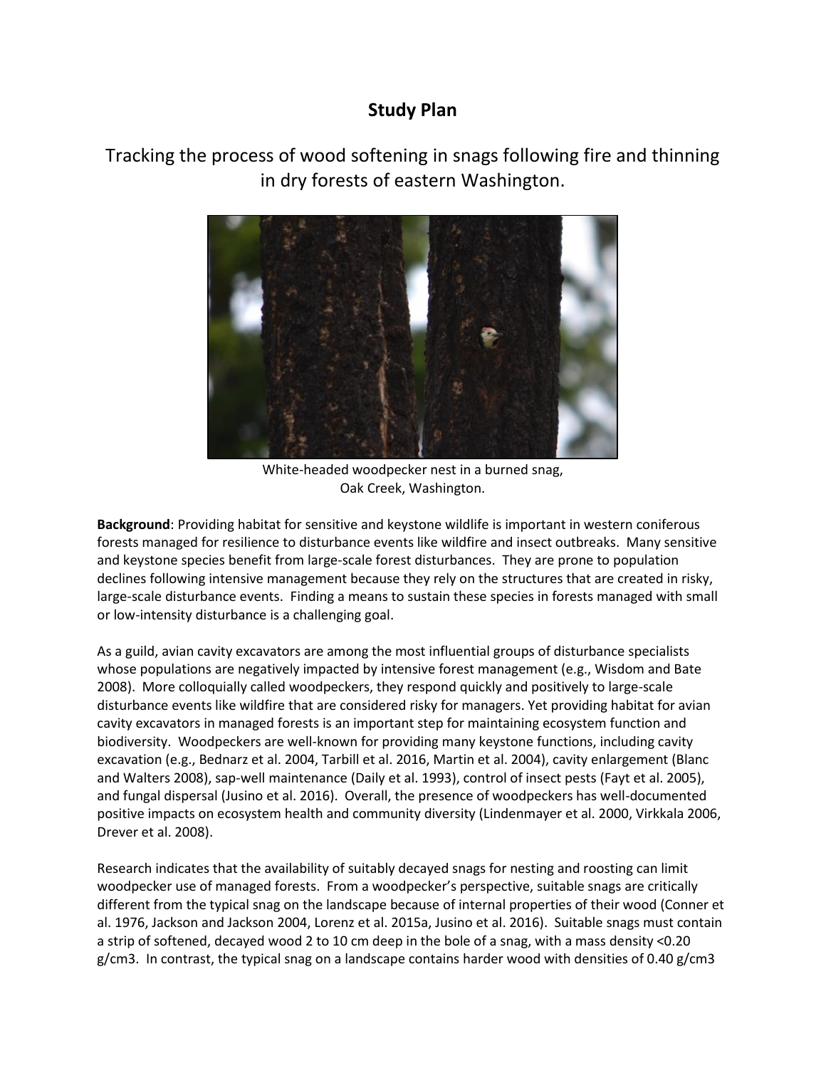# Study Plan

## Tracking the process of wood softening in snags following fire and thinning in dry forests of eastern Washington.

White-headed woodpecker nest in a burned snag, Oak Creek, Washington.

**Background**: Providing habitat for sensitive and keystone wildlife is important in western coniferous forests managed for resilience to disturbance events like wildfire and insect outbreaks. Many sensitive and keystone species benefit from large-scale forest disturbances. They are prone to population declines following intensive management because they rely on the structures that are created in risky, large-scale disturbance events. Finding a means to sustain these species in forests managed with small or low-intensity disturbance is a challenging goal.

As a guild, avian cavity excavators are among the most influential groups of disturbance specialists whose populations are negatively impacted by intensive forest management (e.g., Wisdom and Bate 2008). More colloquially called woodpeckers, they respond quickly and positively to large-scale disturbance events like wildfire that are considered risky for managers. Yet providing habitat for avian cavity excavators in managed forests is an important step for maintaining ecosystem function and biodiversity. Woodpeckers are well-known for providing many keystone functions, including cavity excavation (e.g., Bednarz et al. 2004, Tarbill et al. 2016, Martin et al. 2004), cavity enlargement (Blanc and Walters 2008), sap-well maintenance (Daily et al. 1993), control of insect pests (Fayt et al. 2005), and fungal dispersal (Jusino et al. 2016). Overall, the presence of woodpeckers has well-documented positive impacts on ecosystem health and community diversity (Lindenmayer et al. 2000, Virkkala 2006, Drever et al. 2008).

Research indicates that the availability of suitably decayed snags for nesting and roosting can limit woodpecker use of managed forests. From a woodpecker's perspective, suitable snags are critically different from the typical snag on the landscape because of internal properties of their wood (Conner et al. 1976, Jackson and Jackson 2004, Lorenz et al. 2015a, Jusino et al. 2016). Suitable snags must contain a strip of softened, decayed wood 2 to 10 cm deep in the bole of a snag, with a mass density <0.20 g/cm3. In contrast, the typical snag on a landscape contains harder wood with densities of 0.40 g/cm3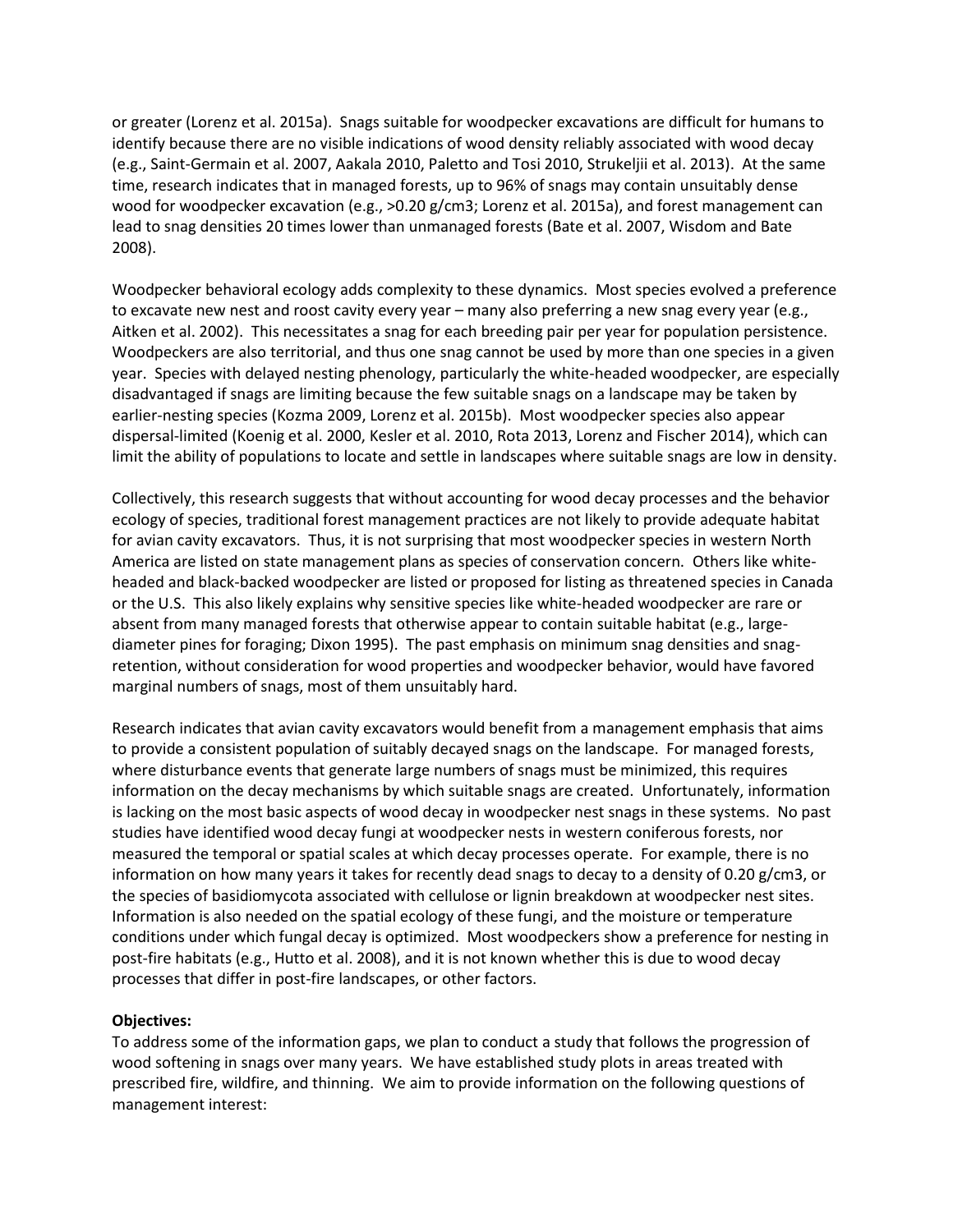or greater (Lorenz et al. 2015a). Snags suitable for woodpecker excavations are difficult for humans to identify because there are no visible indications of wood density reliably associated with wood decay (e.g., Saint-Germain et al. 2007, Aakala 2010, Paletto and Tosi 2010, Strukeljii et al. 2013). At the same time, research indicates that in managed forests, up to 96% of snags may contain unsuitably dense wood for woodpecker excavation (e.g., >0.20 g/cm3; Lorenz et al. 2015a), and forest management can lead to snag densities 20 times lower than unmanaged forests (Bate et al. 2007, Wisdom and Bate 2008).

Woodpecker behavioral ecology adds complexity to these dynamics. Most species evolved a preference to excavate new nest and roost cavity every year – many also preferring a new snag every year (e.g., Aitken et al. 2002). This necessitates a snag for each breeding pair per year for population persistence. Woodpeckers are also territorial, and thus one snag cannot be used by more than one species in a given year. Species with delayed nesting phenology, particularly the white-headed woodpecker, are especially disadvantaged if snags are limiting because the few suitable snags on a landscape may be taken by earlier-nesting species (Kozma 2009, Lorenz et al. 2015b). Most woodpecker species also appear dispersal-limited (Koenig et al. 2000, Kesler et al. 2010, Rota 2013, Lorenz and Fischer 2014), which can limit the ability of populations to locate and settle in landscapes where suitable snags are low in density.

Collectively, this research suggests that without accounting for wood decay processes and the behavior ecology of species, traditional forest management practices are not likely to provide adequate habitat for avian cavity excavators. Thus, it is not surprising that most woodpecker species in western North America are listed on state management plans as species of conservation concern. Others like white-headed and black-backed woodpecker are listed or proposed for listing as threatened species in Canada or the U.S. This also likely explains why sensitive species like white-headed woodpecker are rare or absent from many managed forests that otherwise appear to contain suitable habitat (e.g., large-diameter pines for foraging; Dixon 1995). The past emphasis on minimum snag densities and snag-retention, without consideration for wood properties and woodpecker behavior, would have favored marginal numbers of snags, most of them unsuitably hard.

Research indicates that avian cavity excavators would benefit from a management emphasis that aims to provide a consistent population of suitably decayed snags on the landscape. For managed forests, where disturbance events that generate large numbers of snags must be minimized, this requires information on the decay mechanisms by which suitable snags are created. Unfortunately, information is lacking on the most basic aspects of wood decay in woodpecker nest snags in these systems. No past studies have identified wood decay fungi at woodpecker nests in western coniferous forests, nor measured the temporal or spatial scales at which decay processes operate. For example, there is no information on how many years it takes for recently dead snags to decay to a density of 0.20 g/cm3, or the species of basidiomycota associated with cellulose or lignin breakdown at woodpecker nest sites. Information is also needed on the spatial ecology of these fungi, and the moisture or temperature conditions under which fungal decay is optimized. Most woodpeckers show a preference for nesting in post-fire habitats (e.g., Hutto et al. 2008), and it is not known whether this is due to wood decay processes that differ in post-fire landscapes, or other factors.

**Objectives:**

To address some of the information gaps, we plan to conduct a study that follows the progression of wood softening in snags over many years. We have established study plots in areas treated with prescribed fire, wildfire, and thinning. We aim to provide information on the following questions of management interest: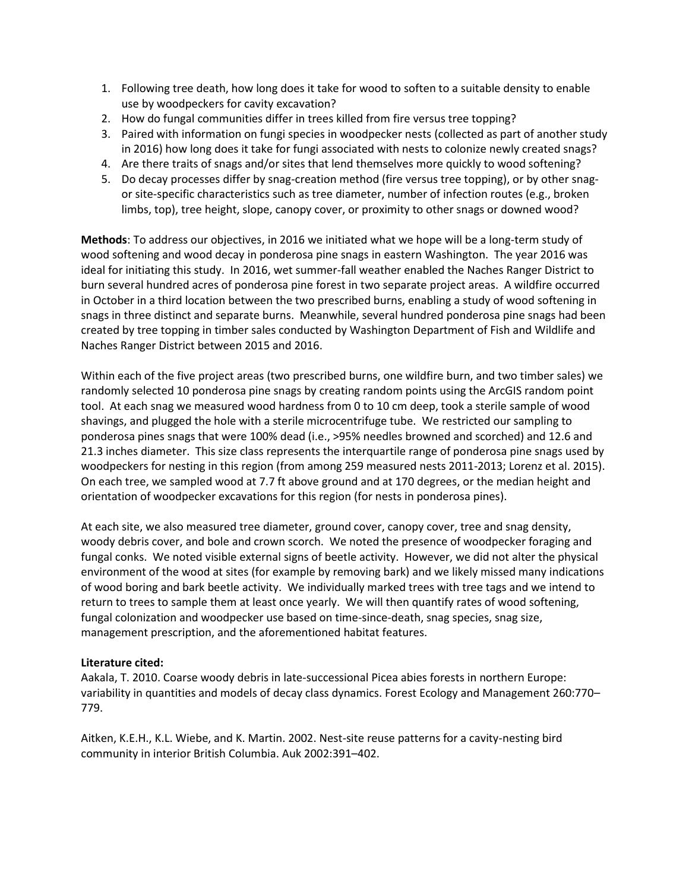1. Following tree death, how long does it take for wood to soften to a suitable density to enable use by woodpeckers for cavity excavation?
2. How do fungal communities differ in trees killed from fire versus tree topping?
3. Paired with information on fungi species in woodpecker nests (collected as part of another study in 2016) how long does it take for fungi associated with nests to colonize newly created snags?
4. Are there traits of snags and/or sites that lend themselves more quickly to wood softening?
5. Do decay processes differ by snag-creation method (fire versus tree topping), or by other snag- or site-specific characteristics such as tree diameter, number of infection routes (e.g., broken limbs, top), tree height, slope, canopy cover, or proximity to other snags or downed wood?

**Methods**: To address our objectives, in 2016 we initiated what we hope will be a long-term study of wood softening and wood decay in ponderosa pine snags in eastern Washington. The year 2016 was ideal for initiating this study. In 2016, wet summer-fall weather enabled the Naches Ranger District to burn several hundred acres of ponderosa pine forest in two separate project areas. A wildfire occurred in October in a third location between the two prescribed burns, enabling a study of wood softening in snags in three distinct and separate burns. Meanwhile, several hundred ponderosa pine snags had been created by tree topping in timber sales conducted by Washington Department of Fish and Wildlife and Naches Ranger District between 2015 and 2016.

Within each of the five project areas (two prescribed burns, one wildfire burn, and two timber sales) we randomly selected 10 ponderosa pine snags by creating random points using the ArcGIS random point tool. At each snag we measured wood hardness from 0 to 10 cm deep, took a sterile sample of wood shavings, and plugged the hole with a sterile microcentrifuge tube. We restricted our sampling to ponderosa pines snags that were 100% dead (i.e., >95% needles browned and scorched) and 12.6 and 21.3 inches diameter. This size class represents the interquartile range of ponderosa pine snags used by woodpeckers for nesting in this region (from among 259 measured nests 2011-2013; Lorenz et al. 2015). On each tree, we sampled wood at 7.7 ft above ground and at 170 degrees, or the median height and orientation of woodpecker excavations for this region (for nests in ponderosa pines).

At each site, we also measured tree diameter, ground cover, canopy cover, tree and snag density, woody debris cover, and bole and crown scorch. We noted the presence of woodpecker foraging and fungal conks. We noted visible external signs of beetle activity. However, we did not alter the physical environment of the wood at sites (for example by removing bark) and we likely missed many indications of wood boring and bark beetle activity. We individually marked trees with tree tags and we intend to return to trees to sample them at least once yearly. We will then quantify rates of wood softening, fungal colonization and woodpecker use based on time-since-death, snag species, snag size, management prescription, and the aforementioned habitat features.

**Literature cited:**

Aakala, T. 2010. Coarse woody debris in late-successional Picea abies forests in northern Europe: variability in quantities and models of decay class dynamics. Forest Ecology and Management 260:770–779.

Aitken, K.E.H., K.L. Wiebe, and K. Martin. 2002. Nest-site reuse patterns for a cavity-nesting bird community in interior British Columbia. Auk 2002:391–402.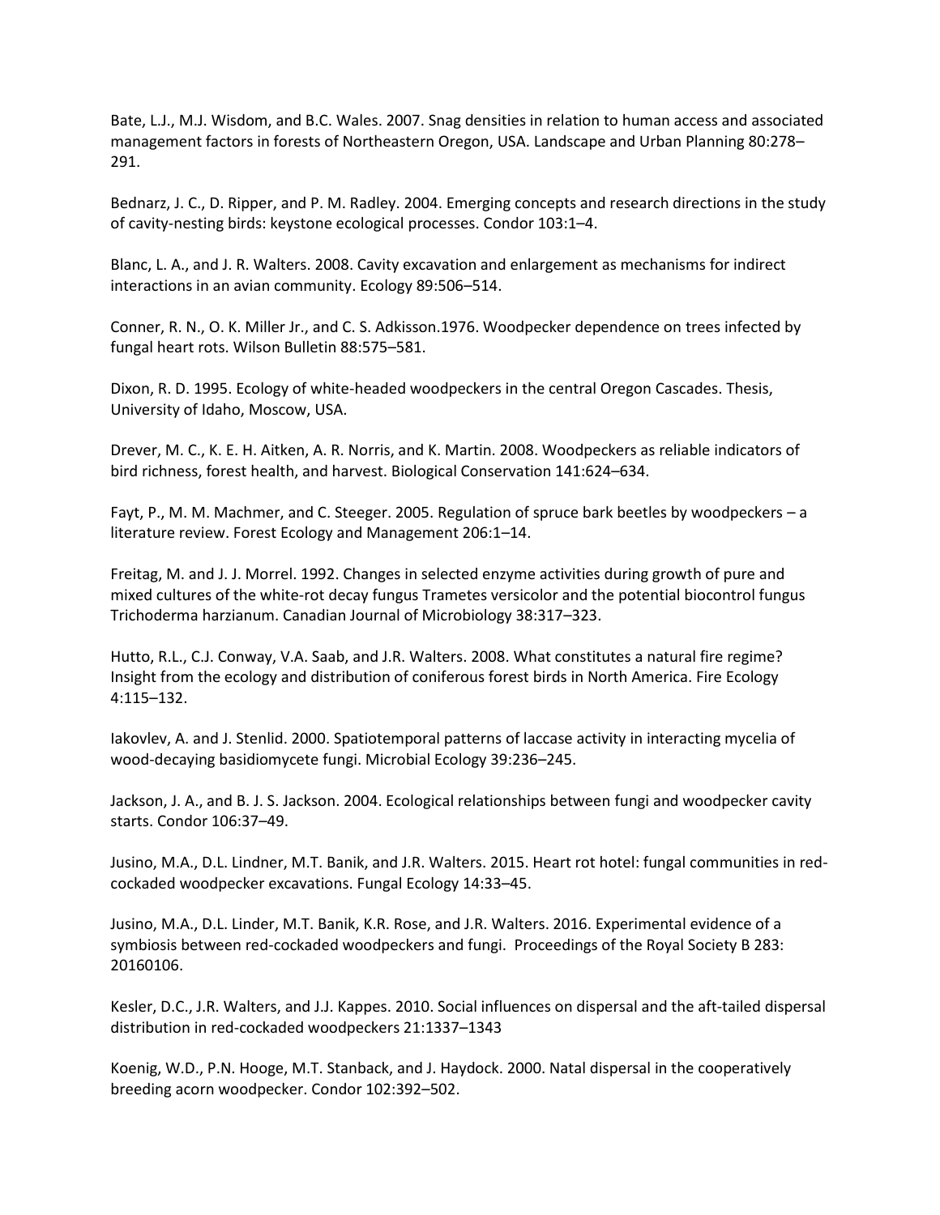Bate, L.J., M.J. Wisdom, and B.C. Wales. 2007. Snag densities in relation to human access and associated management factors in forests of Northeastern Oregon, USA. Landscape and Urban Planning 80:278–291.

Bednarz, J. C., D. Ripper, and P. M. Radley. 2004. Emerging concepts and research directions in the study of cavity-nesting birds: keystone ecological processes. Condor 103:1–4.

Blanc, L. A., and J. R. Walters. 2008. Cavity excavation and enlargement as mechanisms for indirect interactions in an avian community. Ecology 89:506–514.

Conner, R. N., O. K. Miller Jr., and C. S. Adkisson.1976. Woodpecker dependence on trees infected by fungal heart rots. Wilson Bulletin 88:575–581.

Dixon, R. D. 1995. Ecology of white-headed woodpeckers in the central Oregon Cascades. Thesis, University of Idaho, Moscow, USA.

Drever, M. C., K. E. H. Aitken, A. R. Norris, and K. Martin. 2008. Woodpeckers as reliable indicators of bird richness, forest health, and harvest. Biological Conservation 141:624–634.

Fayt, P., M. M. Machmer, and C. Steeger. 2005. Regulation of spruce bark beetles by woodpeckers – a literature review. Forest Ecology and Management 206:1–14.

Freitag, M. and J. J. Morrel. 1992. Changes in selected enzyme activities during growth of pure and mixed cultures of the white-rot decay fungus Trametes versicolor and the potential biocontrol fungus Trichoderma harzianum. Canadian Journal of Microbiology 38:317–323.

Hutto, R.L., C.J. Conway, V.A. Saab, and J.R. Walters. 2008. What constitutes a natural fire regime? Insight from the ecology and distribution of coniferous forest birds in North America. Fire Ecology 4:115–132.

Iakovlev, A. and J. Stenlid. 2000. Spatiotemporal patterns of laccase activity in interacting mycelia of wood-decaying basidiomycete fungi. Microbial Ecology 39:236–245.

Jackson, J. A., and B. J. S. Jackson. 2004. Ecological relationships between fungi and woodpecker cavity starts. Condor 106:37–49.

Jusino, M.A., D.L. Lindner, M.T. Banik, and J.R. Walters. 2015. Heart rot hotel: fungal communities in red-cockaded woodpecker excavations. Fungal Ecology 14:33–45.

Jusino, M.A., D.L. Linder, M.T. Banik, K.R. Rose, and J.R. Walters. 2016. Experimental evidence of a symbiosis between red-cockaded woodpeckers and fungi. Proceedings of the Royal Society B 283: 20160106.

Kesler, D.C., J.R. Walters, and J.J. Kappes. 2010. Social influences on dispersal and the aft-tailed dispersal distribution in red-cockaded woodpeckers 21:1337–1343

Koenig, W.D., P.N. Hooge, M.T. Stanback, and J. Haydock. 2000. Natal dispersal in the cooperatively breeding acorn woodpecker. Condor 102:392–502.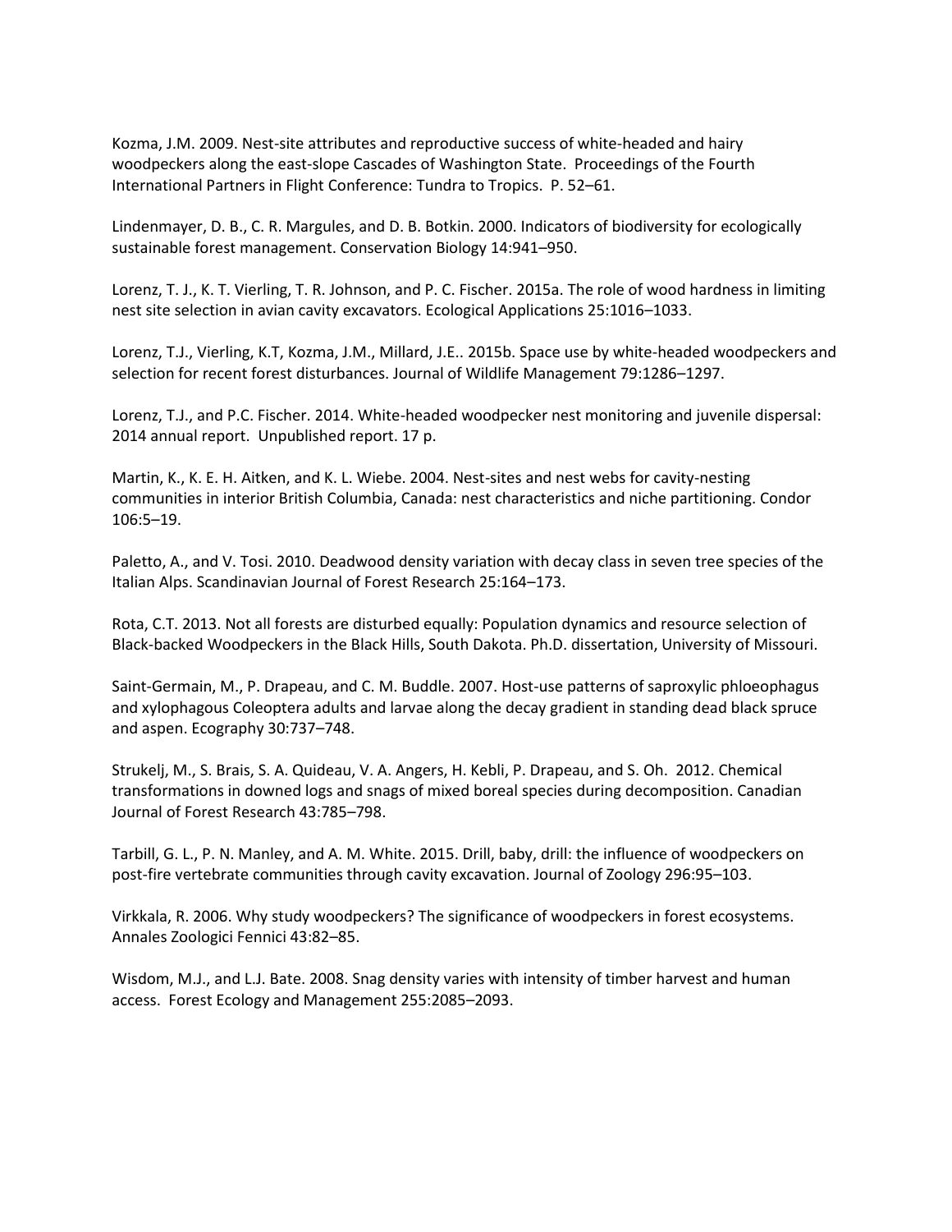Kozma, J.M. 2009. Nest-site attributes and reproductive success of white-headed and hairy woodpeckers along the east-slope Cascades of Washington State. Proceedings of the Fourth International Partners in Flight Conference: Tundra to Tropics. P. 52–61.

Lindenmayer, D. B., C. R. Margules, and D. B. Botkin. 2000. Indicators of biodiversity for ecologically sustainable forest management. Conservation Biology 14:941–950.

Lorenz, T. J., K. T. Vierling, T. R. Johnson, and P. C. Fischer. 2015a. The role of wood hardness in limiting nest site selection in avian cavity excavators. Ecological Applications 25:1016–1033.

Lorenz, T.J., Vierling, K.T, Kozma, J.M., Millard, J.E.. 2015b. Space use by white-headed woodpeckers and selection for recent forest disturbances. Journal of Wildlife Management 79:1286–1297.

Lorenz, T.J., and P.C. Fischer. 2014. White-headed woodpecker nest monitoring and juvenile dispersal: 2014 annual report. Unpublished report. 17 p.

Martin, K., K. E. H. Aitken, and K. L. Wiebe. 2004. Nest-sites and nest webs for cavity-nesting communities in interior British Columbia, Canada: nest characteristics and niche partitioning. Condor 106:5–19.

Paletto, A., and V. Tosi. 2010. Deadwood density variation with decay class in seven tree species of the Italian Alps. Scandinavian Journal of Forest Research 25:164–173.

Rota, C.T. 2013. Not all forests are disturbed equally: Population dynamics and resource selection of Black-backed Woodpeckers in the Black Hills, South Dakota. Ph.D. dissertation, University of Missouri.

Saint-Germain, M., P. Drapeau, and C. M. Buddle. 2007. Host-use patterns of saproxylic phloeophagus and xylophagous Coleoptera adults and larvae along the decay gradient in standing dead black spruce and aspen. Ecography 30:737–748.

Strukelj, M., S. Brais, S. A. Quideau, V. A. Angers, H. Kebli, P. Drapeau, and S. Oh. 2012. Chemical transformations in downed logs and snags of mixed boreal species during decomposition. Canadian Journal of Forest Research 43:785–798.

Tarbill, G. L., P. N. Manley, and A. M. White. 2015. Drill, baby, drill: the influence of woodpeckers on post-fire vertebrate communities through cavity excavation. Journal of Zoology 296:95–103.

Virkkala, R. 2006. Why study woodpeckers? The significance of woodpeckers in forest ecosystems. Annales Zoologici Fennici 43:82–85.

Wisdom, M.J., and L.J. Bate. 2008. Snag density varies with intensity of timber harvest and human access. Forest Ecology and Management 255:2085–2093.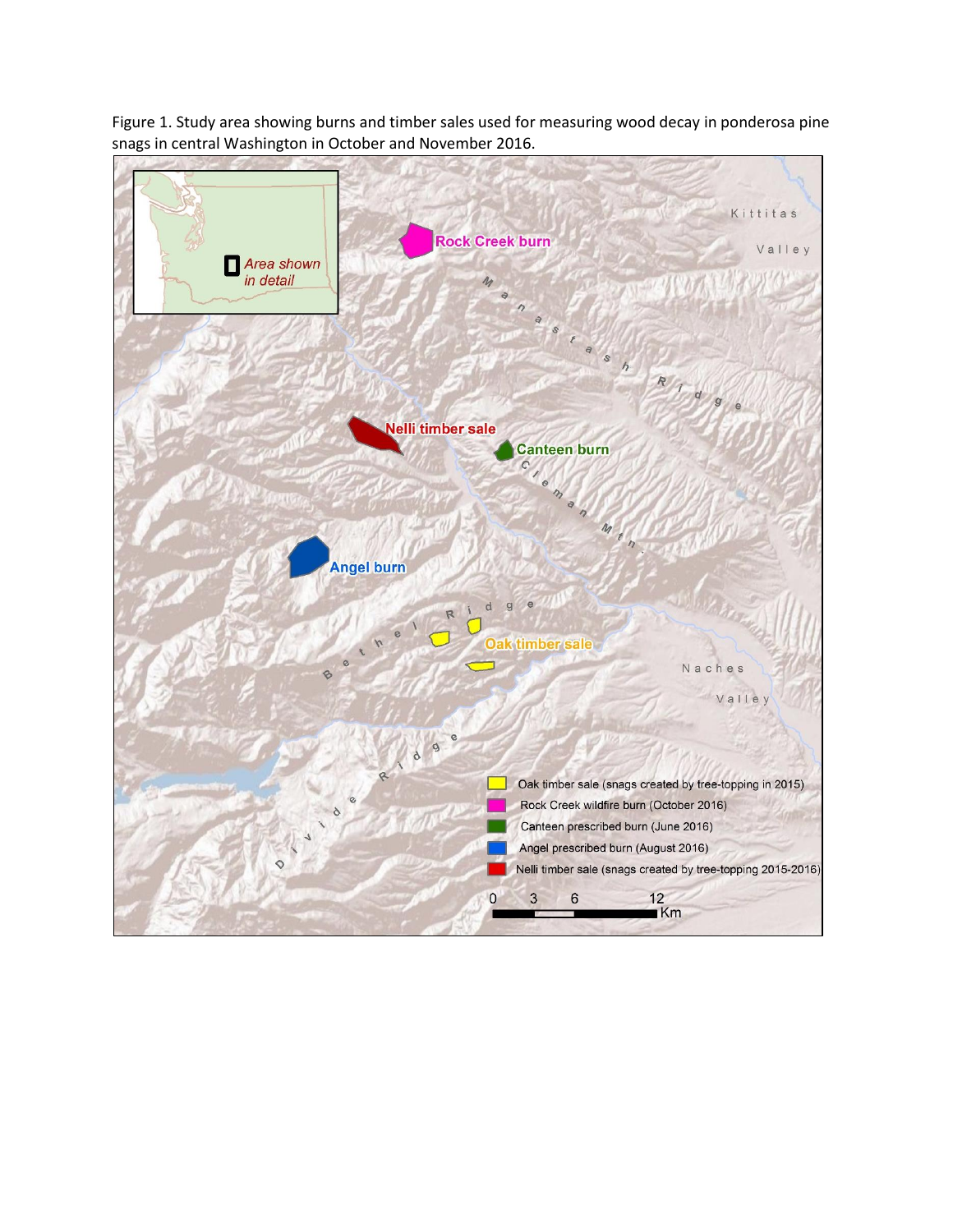Figure 1. Study area showing burns and timber sales used for measuring wood decay in ponderosa pine snags in central Washington in October and November 2016.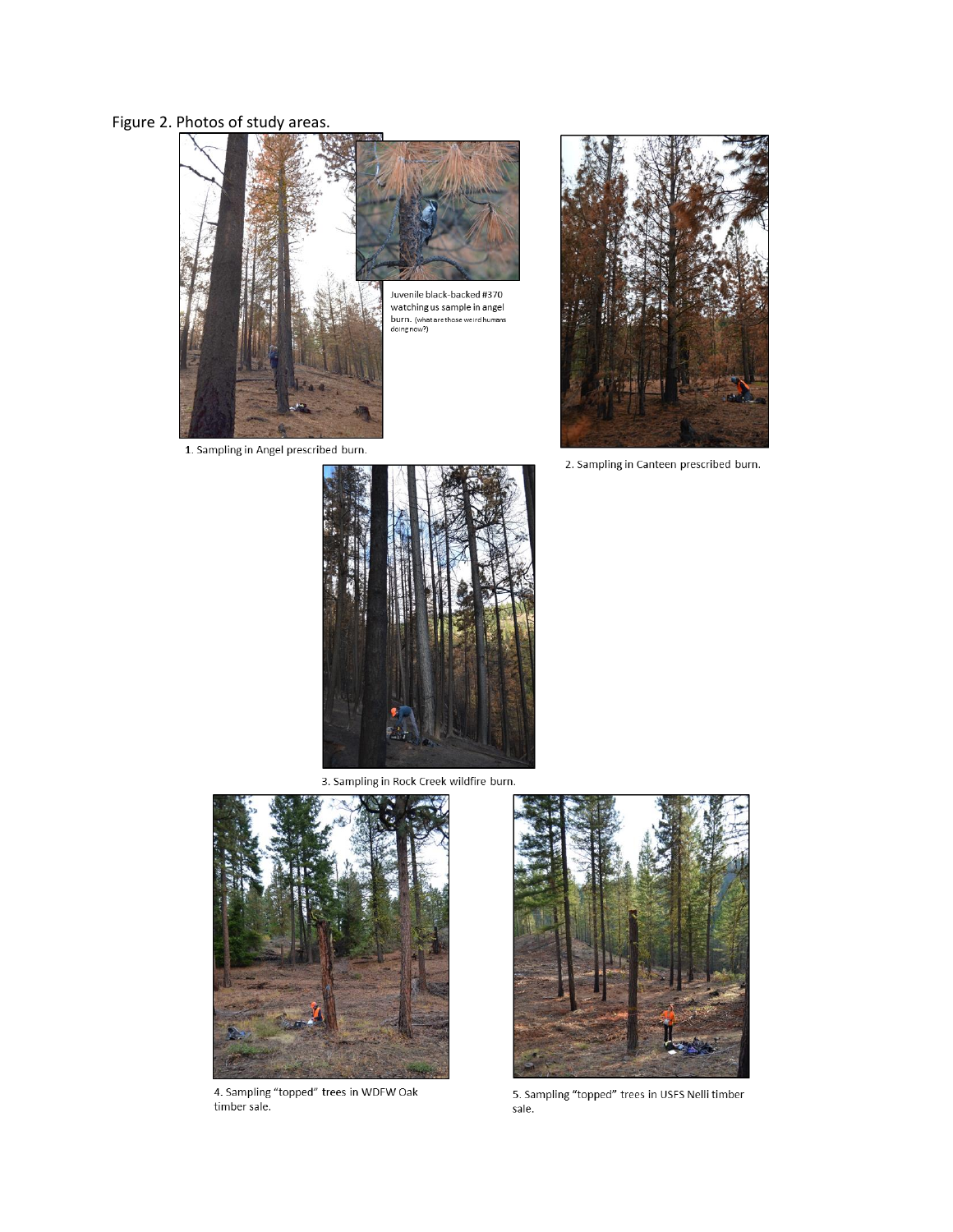Figure 2. Photos of study areas.

Juvenile black-backed #370 watching us sample in angel burn. (what are those weird humans doing now?)

1. Sampling in Angel prescribed burn.

2. Sampling in Canteen prescribed burn.

3. Sampling in Rock Creek wildfire burn.

4. Sampling "topped" trees in WDFW Oak timber sale.

5. Sampling "topped" trees in USFS Nelli timber sale.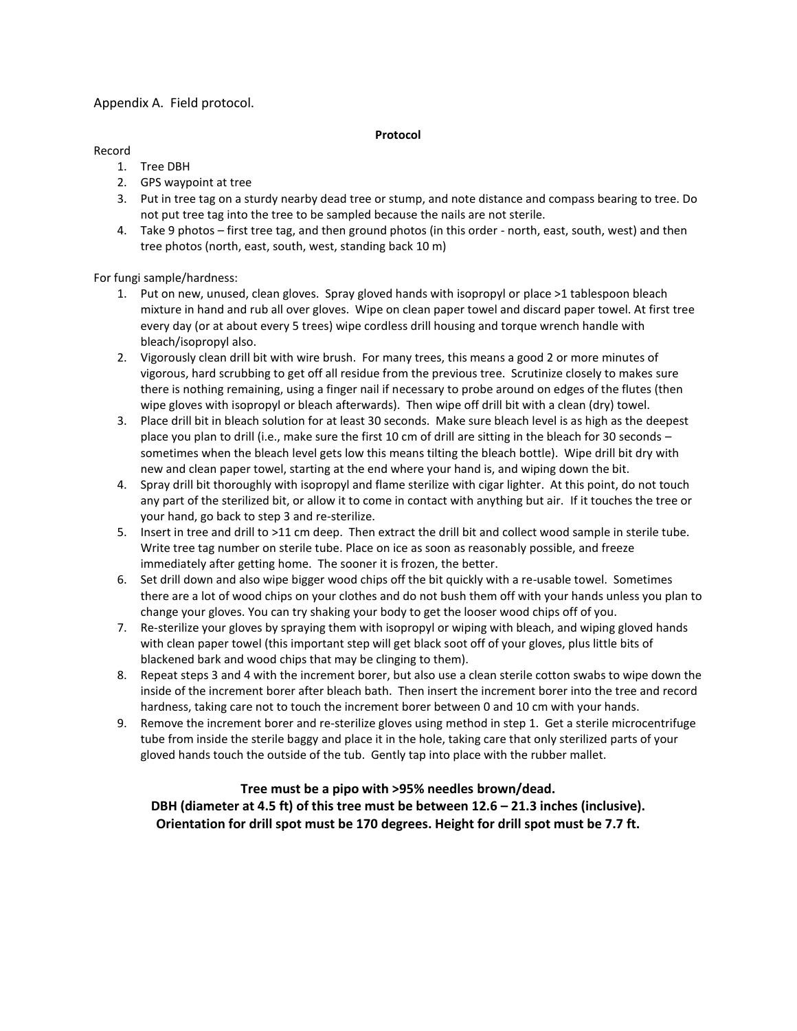Appendix A. Field protocol.

**Protocol**

Record

1. Tree DBH
2. GPS waypoint at tree
3. Put in tree tag on a sturdy nearby dead tree or stump, and note distance and compass bearing to tree. Do not put tree tag into the tree to be sampled because the nails are not sterile.
4. Take 9 photos – first tree tag, and then ground photos (in this order - north, east, south, west) and then tree photos (north, east, south, west, standing back 10 m)

For fungi sample/hardness:

1. Put on new, unused, clean gloves. Spray gloved hands with isopropyl or place >1 tablespoon bleach mixture in hand and rub all over gloves. Wipe on clean paper towel and discard paper towel. At first tree every day (or at about every 5 trees) wipe cordless drill housing and torque wrench handle with bleach/isopropyl also.
2. Vigorously clean drill bit with wire brush. For many trees, this means a good 2 or more minutes of vigorous, hard scrubbing to get off all residue from the previous tree. Scrutinize closely to makes sure there is nothing remaining, using a finger nail if necessary to probe around on edges of the flutes (then wipe gloves with isopropyl or bleach afterwards). Then wipe off drill bit with a clean (dry) towel.
3. Place drill bit in bleach solution for at least 30 seconds. Make sure bleach level is as high as the deepest place you plan to drill (i.e., make sure the first 10 cm of drill are sitting in the bleach for 30 seconds – sometimes when the bleach level gets low this means tilting the bleach bottle). Wipe drill bit dry with new and clean paper towel, starting at the end where your hand is, and wiping down the bit.
4. Spray drill bit thoroughly with isopropyl and flame sterilize with cigar lighter. At this point, do not touch any part of the sterilized bit, or allow it to come in contact with anything but air. If it touches the tree or your hand, go back to step 3 and re-sterilize.
5. Insert in tree and drill to >11 cm deep. Then extract the drill bit and collect wood sample in sterile tube. Write tree tag number on sterile tube. Place on ice as soon as reasonably possible, and freeze immediately after getting home. The sooner it is frozen, the better.
6. Set drill down and also wipe bigger wood chips off the bit quickly with a re-usable towel. Sometimes there are a lot of wood chips on your clothes and do not bush them off with your hands unless you plan to change your gloves. You can try shaking your body to get the looser wood chips off of you.
7. Re-sterilize your gloves by spraying them with isopropyl or wiping with bleach, and wiping gloved hands with clean paper towel (this important step will get black soot off of your gloves, plus little bits of blackened bark and wood chips that may be clinging to them).
8. Repeat steps 3 and 4 with the increment borer, but also use a clean sterile cotton swabs to wipe down the inside of the increment borer after bleach bath. Then insert the increment borer into the tree and record hardness, taking care not to touch the increment borer between 0 and 10 cm with your hands.
9. Remove the increment borer and re-sterilize gloves using method in step 1. Get a sterile microcentrifuge tube from inside the sterile baggy and place it in the hole, taking care that only sterilized parts of your gloved hands touch the outside of the tub. Gently tap into place with the rubber mallet.

**Tree must be a pipo with >95% needles brown/dead.**
**DBH (diameter at 4.5 ft) of this tree must be between 12.6 – 21.3 inches (inclusive).**
**Orientation for drill spot must be 170 degrees. Height for drill spot must be 7.7 ft.**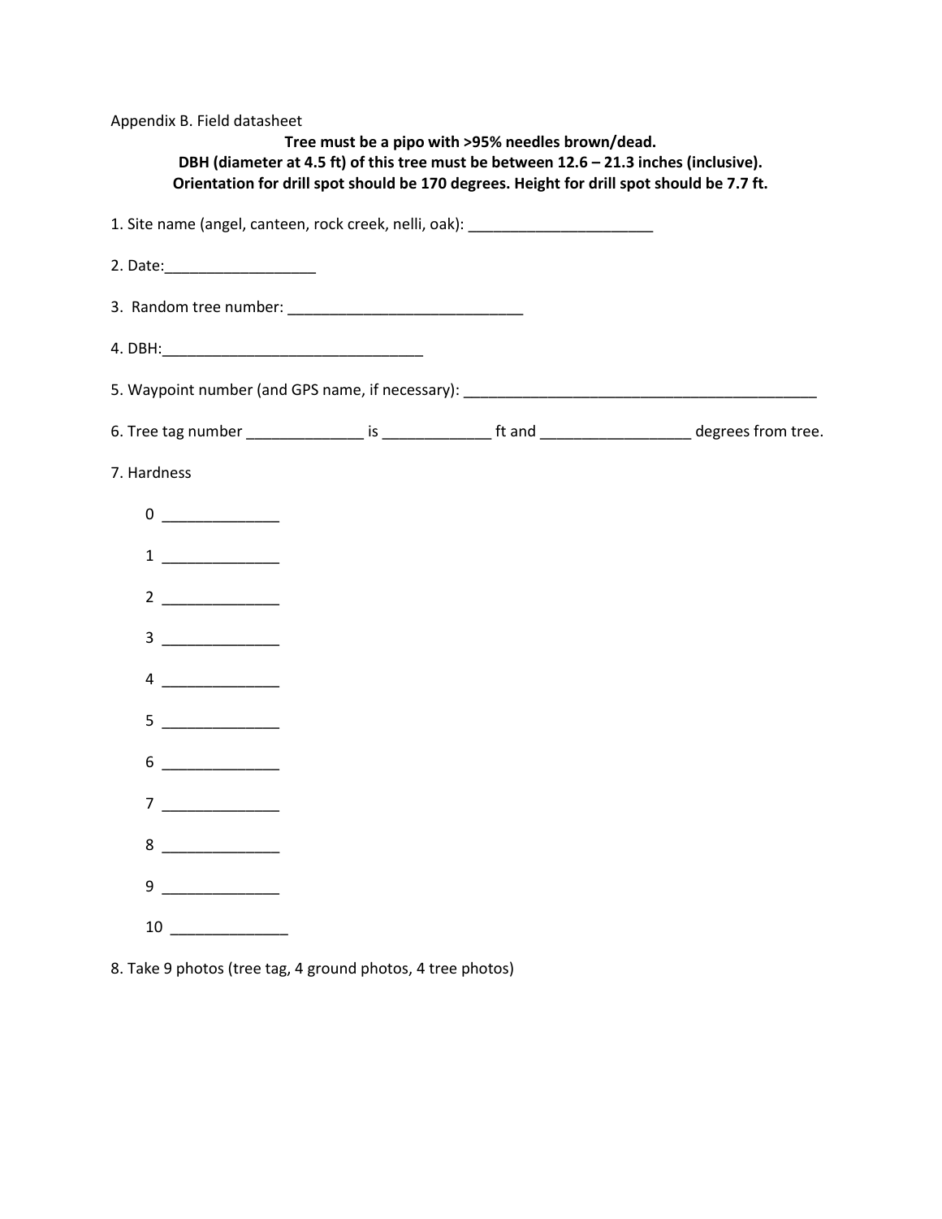Appendix B. Field datasheet

**Tree must be a pipo with >95% needles brown/dead.**
**DBH (diameter at 4.5 ft) of this tree must be between 12.6 – 21.3 inches (inclusive).**
**Orientation for drill spot should be 170 degrees. Height for drill spot should be 7.7 ft.**

1. Site name (angel, canteen, rock creek, nelli, oak): ______________________

2. Date:__________________

3. Random tree number: ____________________________

4. DBH:_______________________________

5. Waypoint number (and GPS name, if necessary): ___________________________________________

6. Tree tag number ______________ is _____________ ft and _________________ degrees from tree.

7. Hardness

   0 ______________

   1 ______________

   2 ______________

   3 ______________

   4 ______________

   5 ______________

   6 ______________

   7 ______________

   8 ______________

   9 ______________

   10 ______________

8. Take 9 photos (tree tag, 4 ground photos, 4 tree photos)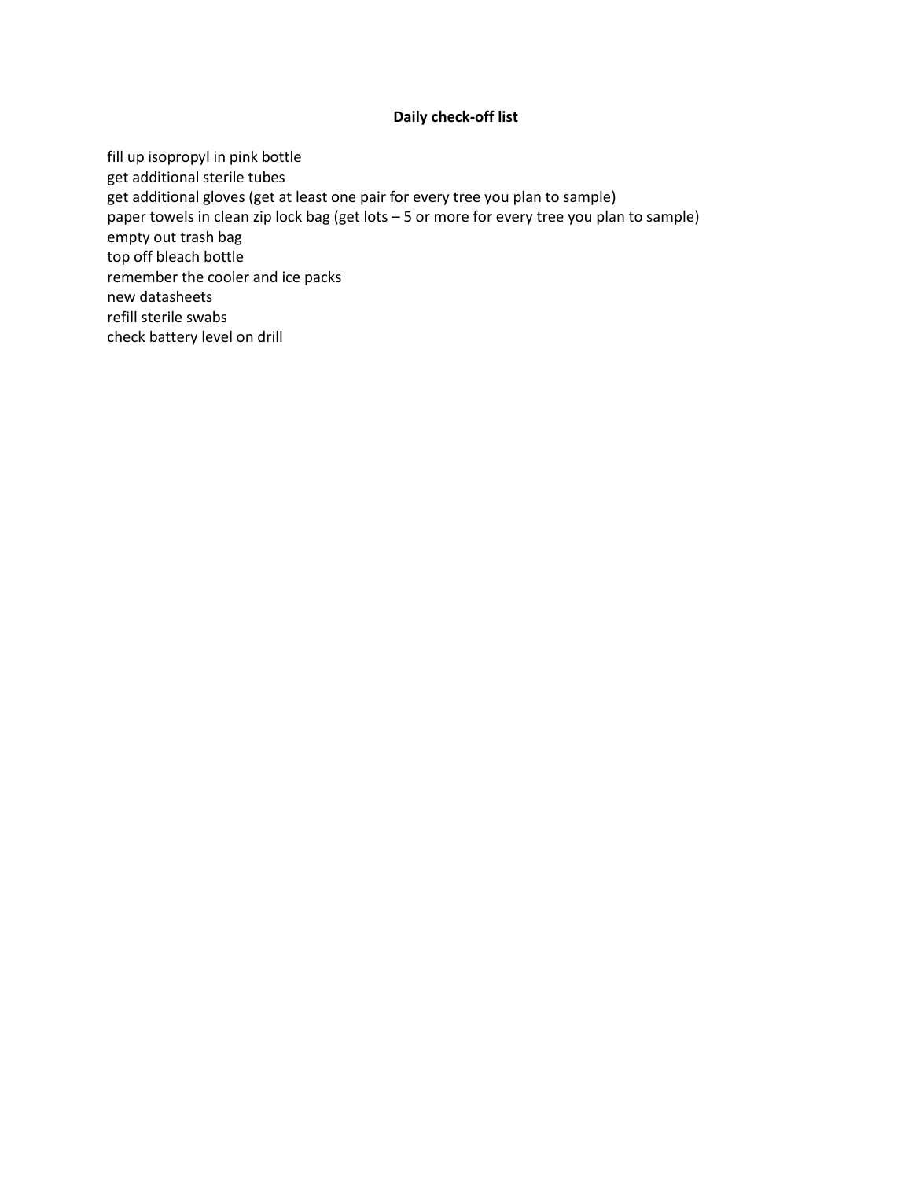**Daily check-off list**

fill up isopropyl in pink bottle
get additional sterile tubes
get additional gloves (get at least one pair for every tree you plan to sample)
paper towels in clean zip lock bag (get lots – 5 or more for every tree you plan to sample)
empty out trash bag
top off bleach bottle
remember the cooler and ice packs
new datasheets
refill sterile swabs
check battery level on drill